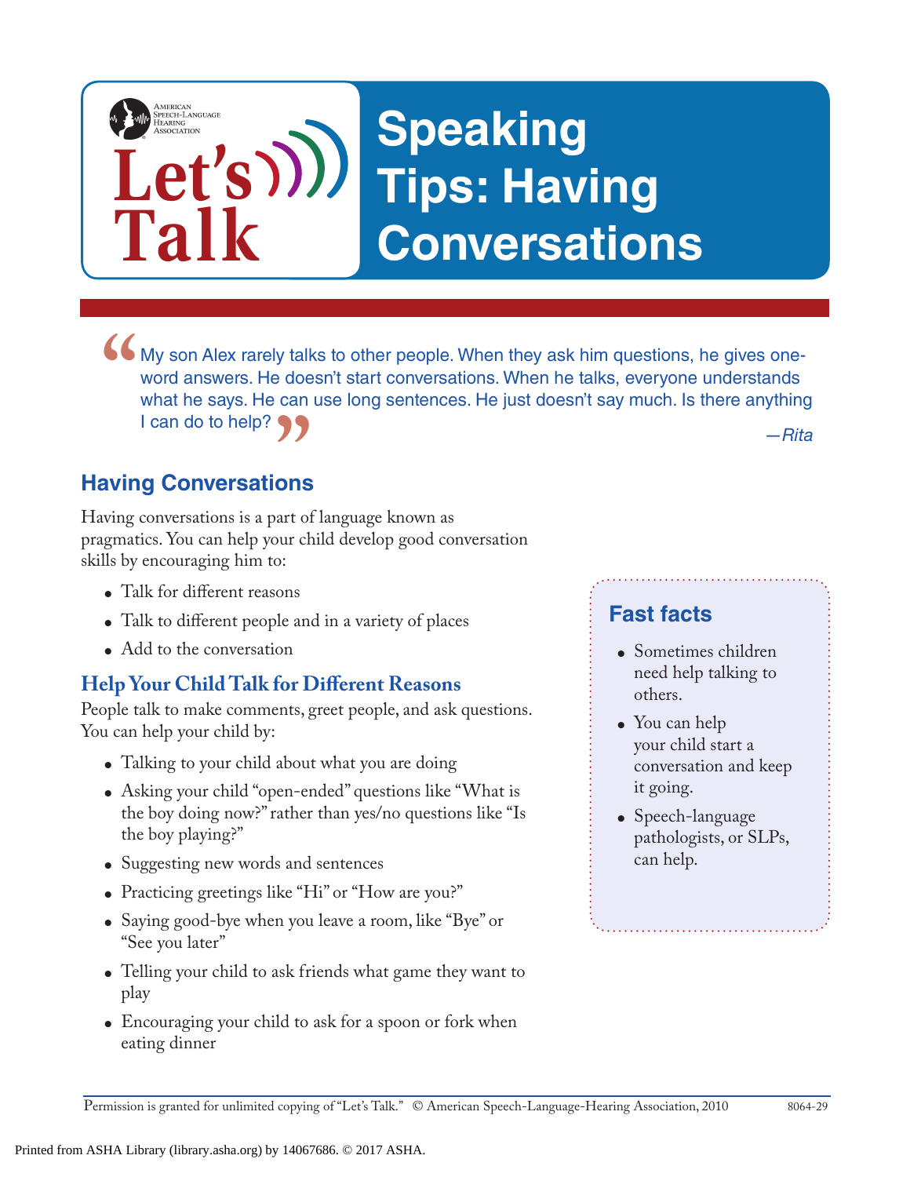# Speaking Tips: Having Conversations

*Let's Talk* — American Speech-Language-Hearing Association

> My son Alex rarely talks to other people. When they ask him questions, he gives one-word answers. He doesn't start conversations. When he talks, everyone understands what he says. He can use long sentences. He just doesn't say much. Is there anything I can do to help?
>
> *—Rita*

## Having Conversations

Having conversations is a part of language known as pragmatics. You can help your child develop good conversation skills by encouraging him to:

- Talk for different reasons
- Talk to different people and in a variety of places
- Add to the conversation

### Help Your Child Talk for Different Reasons

People talk to make comments, greet people, and ask questions. You can help your child by:

- Talking to your child about what you are doing
- Asking your child "open-ended" questions like "What is the boy doing now?" rather than yes/no questions like "Is the boy playing?"
- Suggesting new words and sentences
- Practicing greetings like "Hi" or "How are you?"
- Saying good-bye when you leave a room, like "Bye" or "See you later"
- Telling your child to ask friends what game they want to play
- Encouraging your child to ask for a spoon or fork when eating dinner

### Fast facts

- Sometimes children need help talking to others.
- You can help your child start a conversation and keep it going.
- Speech-language pathologists, or SLPs, can help.

Permission is granted for unlimited copying of "Let's Talk." © American Speech-Language-Hearing Association, 2010 8064-29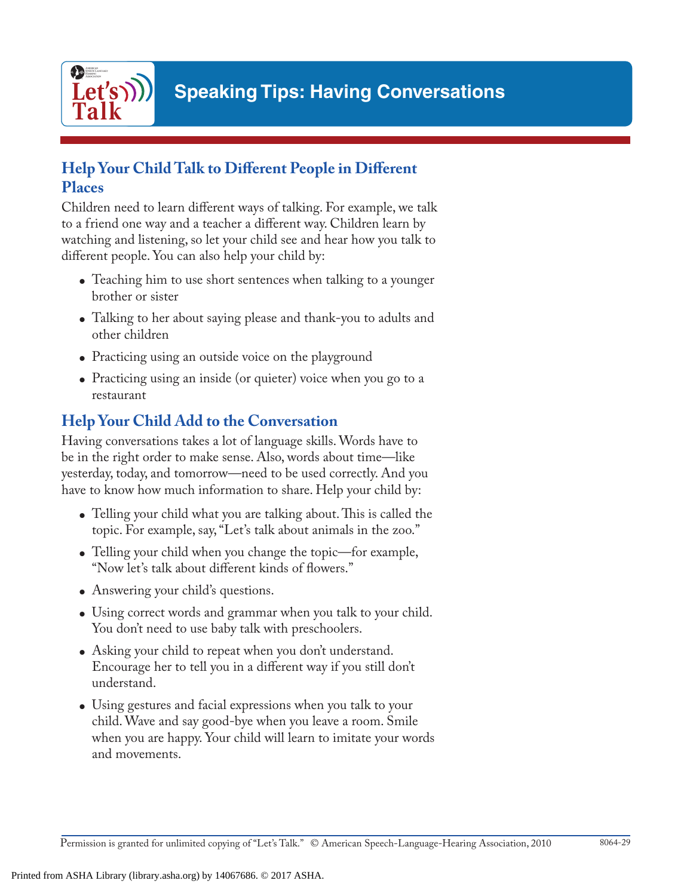# Speaking Tips: Having Conversations

## Help Your Child Talk to Different People in Different Places

Children need to learn different ways of talking. For example, we talk to a friend one way and a teacher a different way. Children learn by watching and listening, so let your child see and hear how you talk to different people. You can also help your child by:

- Teaching him to use short sentences when talking to a younger brother or sister
- Talking to her about saying please and thank-you to adults and other children
- Practicing using an outside voice on the playground
- Practicing using an inside (or quieter) voice when you go to a restaurant

## Help Your Child Add to the Conversation

Having conversations takes a lot of language skills. Words have to be in the right order to make sense. Also, words about time—like yesterday, today, and tomorrow—need to be used correctly. And you have to know how much information to share. Help your child by:

- Telling your child what you are talking about. This is called the topic. For example, say, "Let's talk about animals in the zoo."
- Telling your child when you change the topic—for example, "Now let's talk about different kinds of flowers."
- Answering your child's questions.
- Using correct words and grammar when you talk to your child. You don't need to use baby talk with preschoolers.
- Asking your child to repeat when you don't understand. Encourage her to tell you in a different way if you still don't understand.
- Using gestures and facial expressions when you talk to your child. Wave and say good-bye when you leave a room. Smile when you are happy. Your child will learn to imitate your words and movements.

Permission is granted for unlimited copying of "Let's Talk." © American Speech-Language-Hearing Association, 2010 8064-29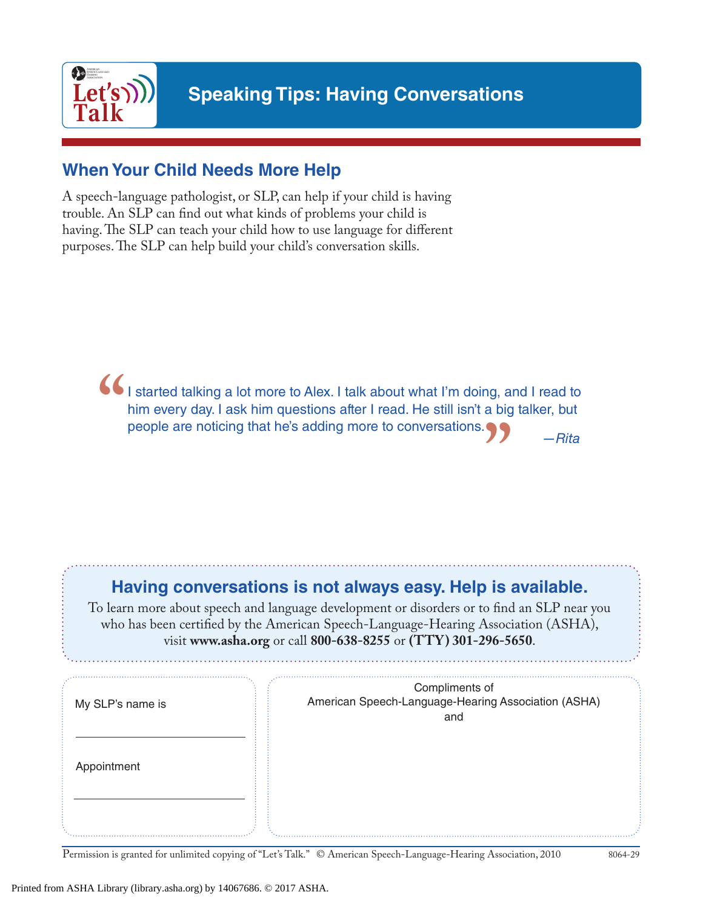# Speaking Tips: Having Conversations

## When Your Child Needs More Help

A speech-language pathologist, or SLP, can help if your child is having trouble. An SLP can find out what kinds of problems your child is having. The SLP can teach your child how to use language for different purposes. The SLP can help build your child's conversation skills.

> "I started talking a lot more to Alex. I talk about what I'm doing, and I read to him every day. I ask him questions after I read. He still isn't a big talker, but people are noticing that he's adding more to conversations."
>
> *—Rita*

### Having conversations is not always easy. Help is available.

To learn more about speech and language development or disorders or to find an SLP near you who has been certified by the American Speech-Language-Hearing Association (ASHA), visit **www.asha.org** or call **800-638-8255** or **(TTY) 301-296-5650**.

My SLP's name is ______________________

Appointment ______________________

Compliments of
American Speech-Language-Hearing Association (ASHA)
and

Permission is granted for unlimited copying of "Let's Talk." © American Speech-Language-Hearing Association, 2010 8064-29